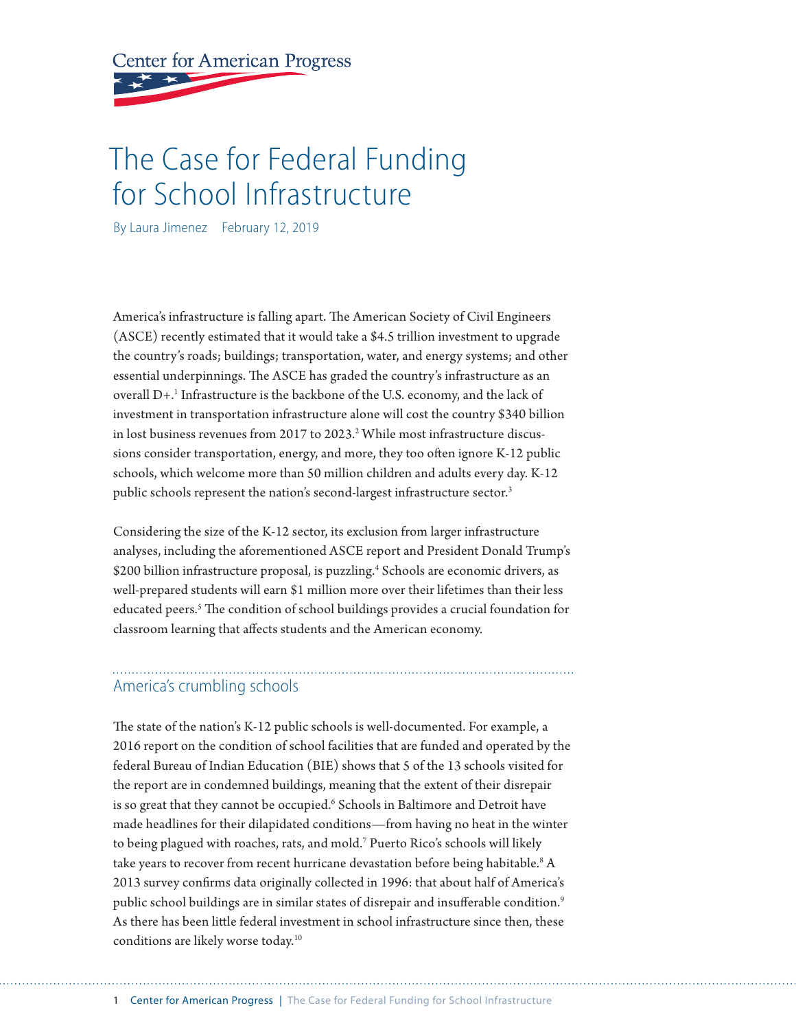Center for American Progress

# The Case for Federal Funding for School Infrastructure

By Laura Jimenez February 12, 2019

America's infrastructure is falling apart. The American Society of Civil Engineers (ASCE) recently estimated that it would take a $4.5 trillion investment to upgrade the country's roads; buildings; transportation, water, and energy systems; and other essential underpinnings. The ASCE has graded the country's infrastructure as an overall D+.[1] Infrastructure is the backbone of the U.S. economy, and the lack of investment in transportation infrastructure alone will cost the country $340 billion in lost business revenues from 2017 to 2023.[2] While most infrastructure discussions consider transportation, energy, and more, they too often ignore K-12 public schools, which welcome more than 50 million children and adults every day. K-12 public schools represent the nation's second-largest infrastructure sector.[3]

Considering the size of the K-12 sector, its exclusion from larger infrastructure analyses, including the aforementioned ASCE report and President Donald Trump's $200 billion infrastructure proposal, is puzzling.[4] Schools are economic drivers, as well-prepared students will earn $1 million more over their lifetimes than their less educated peers.[5] The condition of school buildings provides a crucial foundation for classroom learning that affects students and the American economy.

## America's crumbling schools

The state of the nation's K-12 public schools is well-documented. For example, a 2016 report on the condition of school facilities that are funded and operated by the federal Bureau of Indian Education (BIE) shows that 5 of the 13 schools visited for the report are in condemned buildings, meaning that the extent of their disrepair is so great that they cannot be occupied.[6] Schools in Baltimore and Detroit have made headlines for their dilapidated conditions—from having no heat in the winter to being plagued with roaches, rats, and mold.[7] Puerto Rico's schools will likely take years to recover from recent hurricane devastation before being habitable.[8] A 2013 survey confirms data originally collected in 1996: that about half of America's public school buildings are in similar states of disrepair and insufferable condition.[9] As there has been little federal investment in school infrastructure since then, these conditions are likely worse today.[10]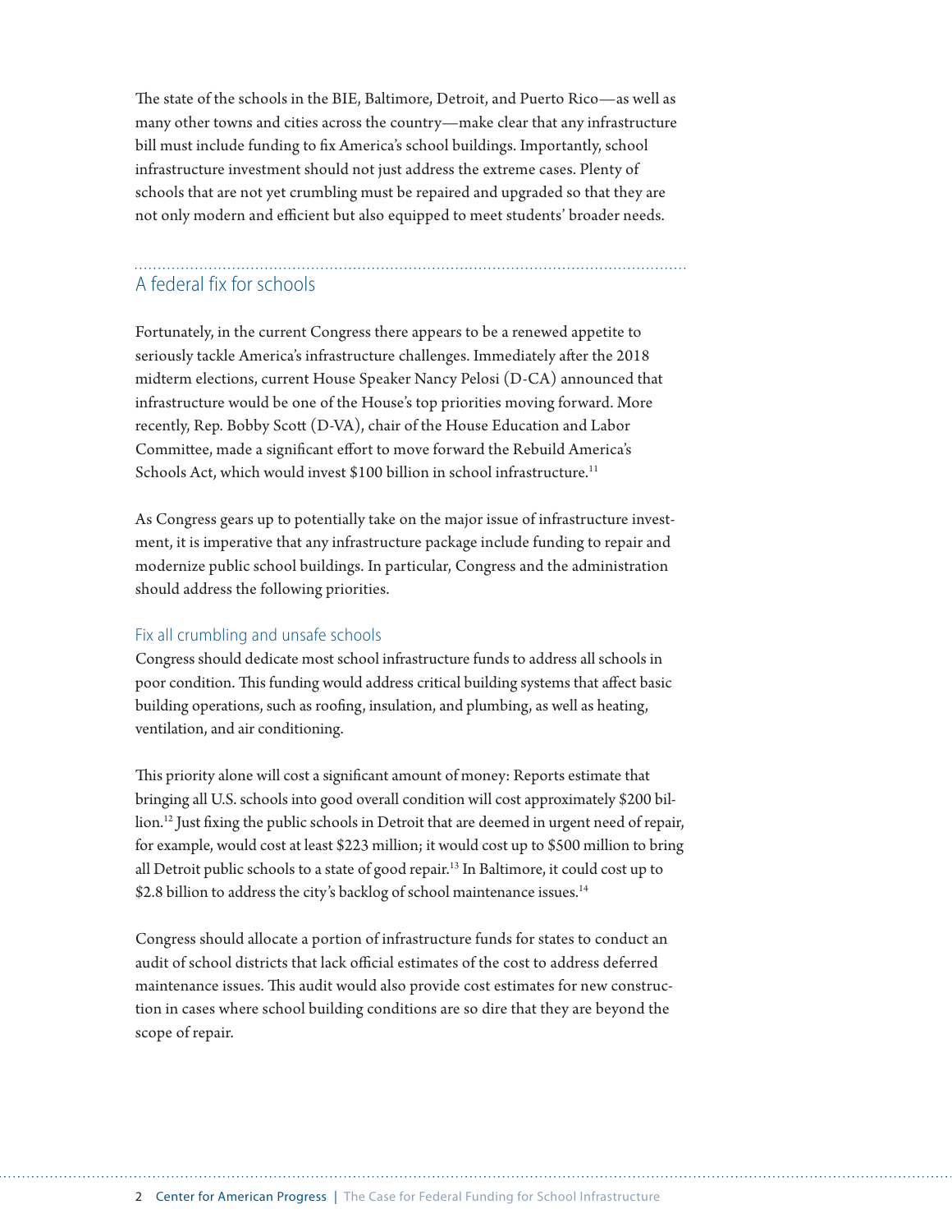The state of the schools in the BIE, Baltimore, Detroit, and Puerto Rico—as well as many other towns and cities across the country—make clear that any infrastructure bill must include funding to fix America's school buildings. Importantly, school infrastructure investment should not just address the extreme cases. Plenty of schools that are not yet crumbling must be repaired and upgraded so that they are not only modern and efficient but also equipped to meet students' broader needs.

## A federal fix for schools

Fortunately, in the current Congress there appears to be a renewed appetite to seriously tackle America's infrastructure challenges. Immediately after the 2018 midterm elections, current House Speaker Nancy Pelosi (D-CA) announced that infrastructure would be one of the House's top priorities moving forward. More recently, Rep. Bobby Scott (D-VA), chair of the House Education and Labor Committee, made a significant effort to move forward the Rebuild America's Schools Act, which would invest $100 billion in school infrastructure.[11]

As Congress gears up to potentially take on the major issue of infrastructure investment, it is imperative that any infrastructure package include funding to repair and modernize public school buildings. In particular, Congress and the administration should address the following priorities.

### Fix all crumbling and unsafe schools

Congress should dedicate most school infrastructure funds to address all schools in poor condition. This funding would address critical building systems that affect basic building operations, such as roofing, insulation, and plumbing, as well as heating, ventilation, and air conditioning.

This priority alone will cost a significant amount of money: Reports estimate that bringing all U.S. schools into good overall condition will cost approximately $200 billion.[12] Just fixing the public schools in Detroit that are deemed in urgent need of repair, for example, would cost at least $223 million; it would cost up to $500 million to bring all Detroit public schools to a state of good repair.[13] In Baltimore, it could cost up to $2.8 billion to address the city's backlog of school maintenance issues.[14]

Congress should allocate a portion of infrastructure funds for states to conduct an audit of school districts that lack official estimates of the cost to address deferred maintenance issues. This audit would also provide cost estimates for new construction in cases where school building conditions are so dire that they are beyond the scope of repair.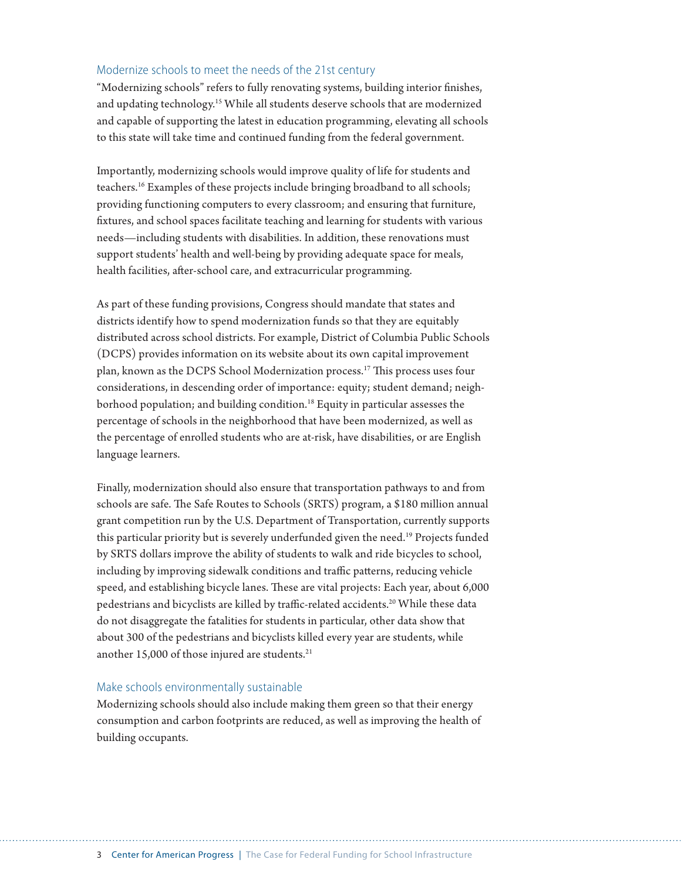## Modernize schools to meet the needs of the 21st century

"Modernizing schools" refers to fully renovating systems, building interior finishes, and updating technology.[15] While all students deserve schools that are modernized and capable of supporting the latest in education programming, elevating all schools to this state will take time and continued funding from the federal government.

Importantly, modernizing schools would improve quality of life for students and teachers.[16] Examples of these projects include bringing broadband to all schools; providing functioning computers to every classroom; and ensuring that furniture, fixtures, and school spaces facilitate teaching and learning for students with various needs—including students with disabilities. In addition, these renovations must support students' health and well-being by providing adequate space for meals, health facilities, after-school care, and extracurricular programming.

As part of these funding provisions, Congress should mandate that states and districts identify how to spend modernization funds so that they are equitably distributed across school districts. For example, District of Columbia Public Schools (DCPS) provides information on its website about its own capital improvement plan, known as the DCPS School Modernization process.[17] This process uses four considerations, in descending order of importance: equity; student demand; neighborhood population; and building condition.[18] Equity in particular assesses the percentage of schools in the neighborhood that have been modernized, as well as the percentage of enrolled students who are at-risk, have disabilities, or are English language learners.

Finally, modernization should also ensure that transportation pathways to and from schools are safe. The Safe Routes to Schools (SRTS) program, a $180 million annual grant competition run by the U.S. Department of Transportation, currently supports this particular priority but is severely underfunded given the need.[19] Projects funded by SRTS dollars improve the ability of students to walk and ride bicycles to school, including by improving sidewalk conditions and traffic patterns, reducing vehicle speed, and establishing bicycle lanes. These are vital projects: Each year, about 6,000 pedestrians and bicyclists are killed by traffic-related accidents.[20] While these data do not disaggregate the fatalities for students in particular, other data show that about 300 of the pedestrians and bicyclists killed every year are students, while another 15,000 of those injured are students.[21]

## Make schools environmentally sustainable

Modernizing schools should also include making them green so that their energy consumption and carbon footprints are reduced, as well as improving the health of building occupants.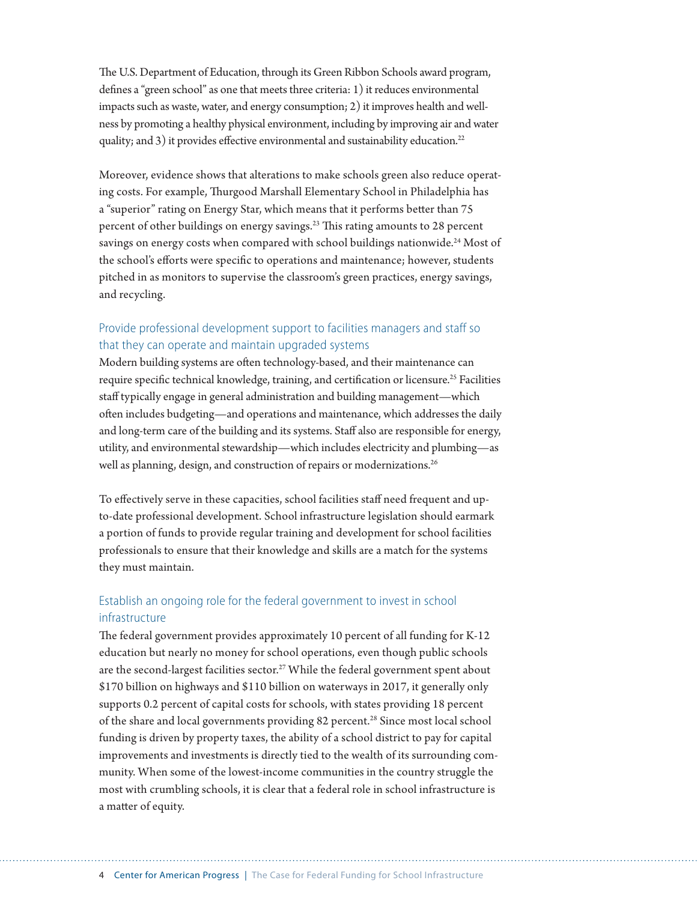The U.S. Department of Education, through its Green Ribbon Schools award program, defines a "green school" as one that meets three criteria: 1) it reduces environmental impacts such as waste, water, and energy consumption; 2) it improves health and wellness by promoting a healthy physical environment, including by improving air and water quality; and 3) it provides effective environmental and sustainability education.[22]

Moreover, evidence shows that alterations to make schools green also reduce operating costs. For example, Thurgood Marshall Elementary School in Philadelphia has a "superior" rating on Energy Star, which means that it performs better than 75 percent of other buildings on energy savings.[23] This rating amounts to 28 percent savings on energy costs when compared with school buildings nationwide.[24] Most of the school's efforts were specific to operations and maintenance; however, students pitched in as monitors to supervise the classroom's green practices, energy savings, and recycling.

### Provide professional development support to facilities managers and staff so that they can operate and maintain upgraded systems

Modern building systems are often technology-based, and their maintenance can require specific technical knowledge, training, and certification or licensure.[25] Facilities staff typically engage in general administration and building management—which often includes budgeting—and operations and maintenance, which addresses the daily and long-term care of the building and its systems. Staff also are responsible for energy, utility, and environmental stewardship—which includes electricity and plumbing—as well as planning, design, and construction of repairs or modernizations.[26]

To effectively serve in these capacities, school facilities staff need frequent and up-to-date professional development. School infrastructure legislation should earmark a portion of funds to provide regular training and development for school facilities professionals to ensure that their knowledge and skills are a match for the systems they must maintain.

### Establish an ongoing role for the federal government to invest in school infrastructure

The federal government provides approximately 10 percent of all funding for K-12 education but nearly no money for school operations, even though public schools are the second-largest facilities sector.[27] While the federal government spent about $170 billion on highways and $110 billion on waterways in 2017, it generally only supports 0.2 percent of capital costs for schools, with states providing 18 percent of the share and local governments providing 82 percent.[28] Since most local school funding is driven by property taxes, the ability of a school district to pay for capital improvements and investments is directly tied to the wealth of its surrounding community. When some of the lowest-income communities in the country struggle the most with crumbling schools, it is clear that a federal role in school infrastructure is a matter of equity.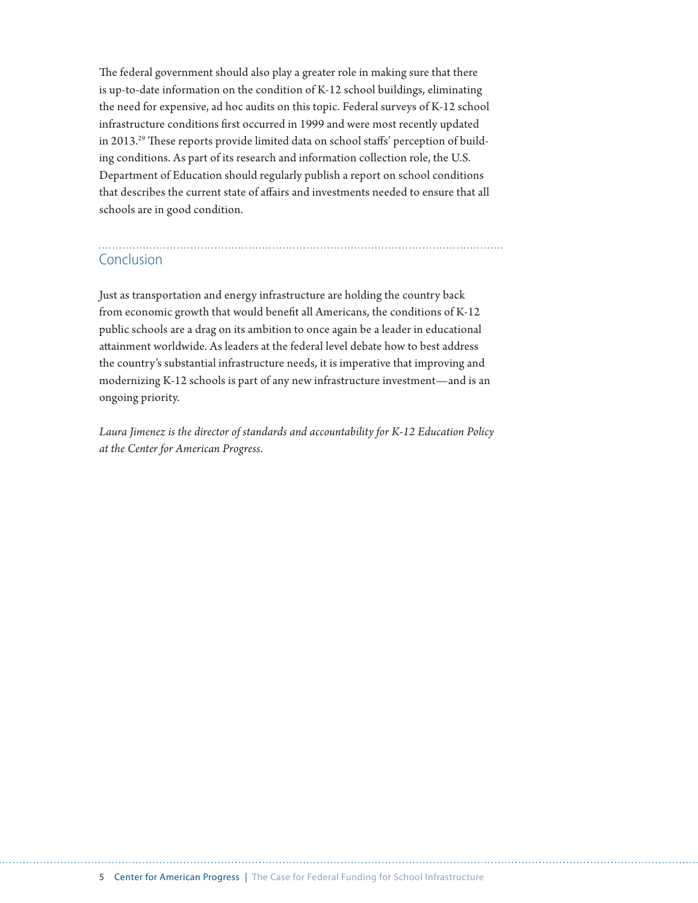The federal government should also play a greater role in making sure that there is up-to-date information on the condition of K-12 school buildings, eliminating the need for expensive, ad hoc audits on this topic. Federal surveys of K-12 school infrastructure conditions first occurred in 1999 and were most recently updated in 2013.[29] These reports provide limited data on school staffs' perception of building conditions. As part of its research and information collection role, the U.S. Department of Education should regularly publish a report on school conditions that describes the current state of affairs and investments needed to ensure that all schools are in good condition.

## Conclusion

Just as transportation and energy infrastructure are holding the country back from economic growth that would benefit all Americans, the conditions of K-12 public schools are a drag on its ambition to once again be a leader in educational attainment worldwide. As leaders at the federal level debate how to best address the country's substantial infrastructure needs, it is imperative that improving and modernizing K-12 schools is part of any new infrastructure investment—and is an ongoing priority.

*Laura Jimenez is the director of standards and accountability for K-12 Education Policy at the Center for American Progress.*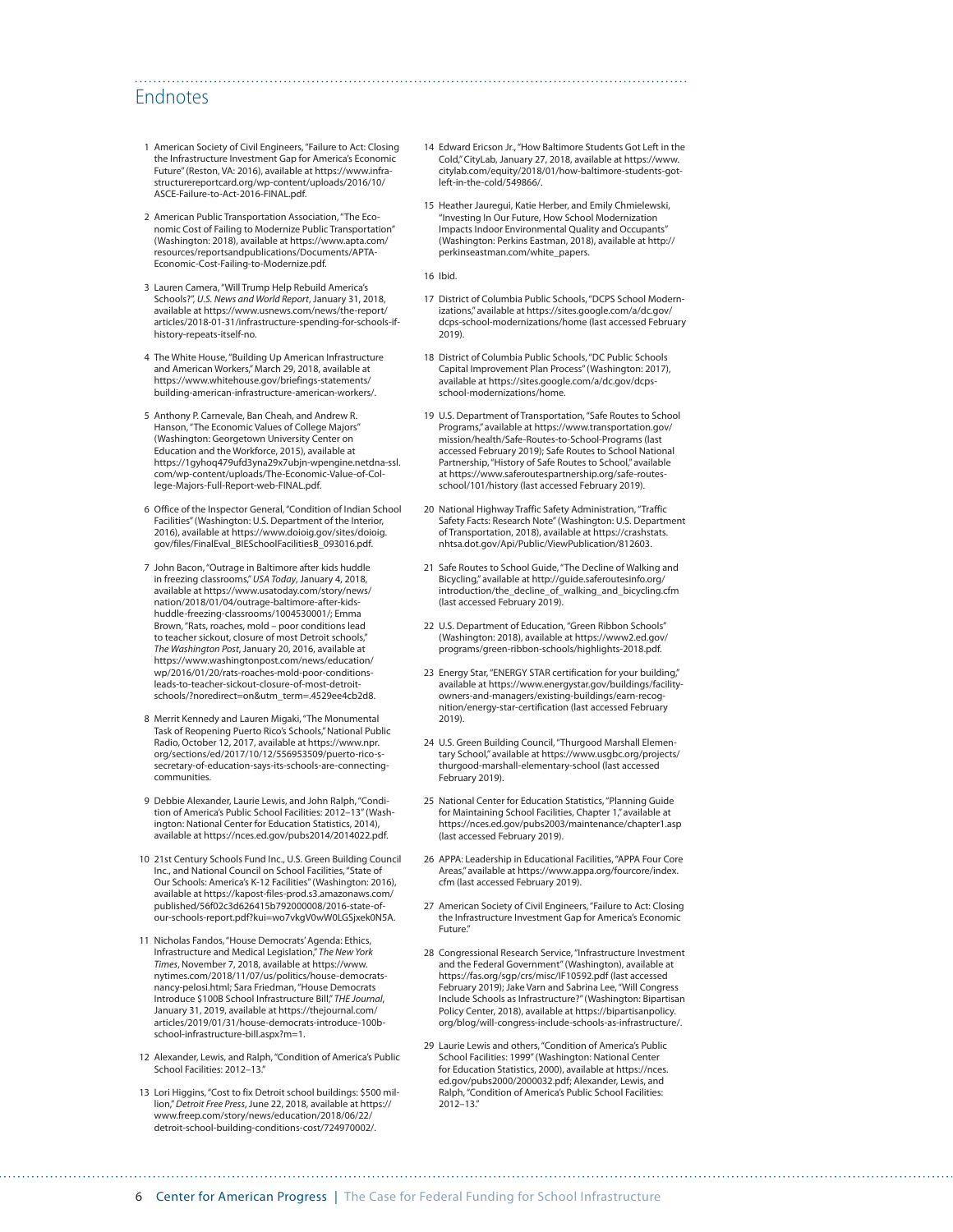## Endnotes

1. American Society of Civil Engineers, "Failure to Act: Closing the Infrastructure Investment Gap for America's Economic Future" (Reston, VA: 2016), available at https://www.infrastructurereportcard.org/wp-content/uploads/2016/10/ASCE-Failure-to-Act-2016-FINAL.pdf.
2. American Public Transportation Association, "The Economic Cost of Failing to Modernize Public Transportation" (Washington: 2018), available at https://www.apta.com/resources/reportsandpublications/Documents/APTA-Economic-Cost-Failing-to-Modernize.pdf.
3. Lauren Camera, "Will Trump Help Rebuild America's Schools?", *U.S. News and World Report*, January 31, 2018, available at https://www.usnews.com/news/the-report/articles/2018-01-31/infrastructure-spending-for-schools-if-history-repeats-itself-no.
4. The White House, "Building Up American Infrastructure and American Workers," March 29, 2018, available at https://www.whitehouse.gov/briefings-statements/building-american-infrastructure-american-workers/.
5. Anthony P. Carnevale, Ban Cheah, and Andrew R. Hanson, "The Economic Values of College Majors" (Washington: Georgetown University Center on Education and the Workforce, 2015), available at https://1gyhoq479ufd3yna29x7ubjn-wpengine.netdna-ssl.com/wp-content/uploads/The-Economic-Value-of-College-Majors-Full-Report-web-FINAL.pdf.
6. Office of the Inspector General, "Condition of Indian School Facilities" (Washington: U.S. Department of the Interior, 2016), available at https://www.doioig.gov/sites/doioig.gov/files/FinalEval_BIESchoolFacilitiesB_093016.pdf.
7. John Bacon, "Outrage in Baltimore after kids huddle in freezing classrooms," *USA Today*, January 4, 2018, available at https://www.usatoday.com/story/news/nation/2018/01/04/outrage-baltimore-after-kids-huddle-freezing-classrooms/1004530001/; Emma Brown, "Rats, roaches, mold – poor conditions lead to teacher sickout, closure of most Detroit schools," *The Washington Post*, January 20, 2016, available at https://www.washingtonpost.com/news/education/wp/2016/01/20/rats-roaches-mold-poor-conditions-leads-to-teacher-sickout-closure-of-most-detroit-schools/?noredirect=on&utm_term=.4529ee4cb2d8.
8. Merrit Kennedy and Lauren Migaki, "The Monumental Task of Reopening Puerto Rico's Schools," National Public Radio, October 12, 2017, available at https://www.npr.org/sections/ed/2017/10/12/556953509/puerto-rico-s-secretary-of-education-says-its-schools-are-connecting-communities.
9. Debbie Alexander, Laurie Lewis, and John Ralph, "Condition of America's Public School Facilities: 2012–13" (Washington: National Center for Education Statistics, 2014), available at https://nces.ed.gov/pubs2014/2014022.pdf.
10. 21st Century Schools Fund Inc., U.S. Green Building Council Inc., and National Council on School Facilities, "State of Our Schools: America's K-12 Facilities" (Washington: 2016), available at https://kapost-files-prod.s3.amazonaws.com/published/56f02c3d626415b792000008/2016-state-of-our-schools-report.pdf?kui=wo7vkgV0wW0LGSjxek0N5A.
11. Nicholas Fandos, "House Democrats' Agenda: Ethics, Infrastructure and Medical Legislation," *The New York Times*, November 7, 2018, available at https://www.nytimes.com/2018/11/07/us/politics/house-democrats-nancy-pelosi.html; Sara Friedman, "House Democrats Introduce $100B School Infrastructure Bill," *THE Journal*, January 31, 2019, available at https://thejournal.com/articles/2019/01/31/house-democrats-introduce-100b-school-infrastructure-bill.aspx?m=1.
12. Alexander, Lewis, and Ralph, "Condition of America's Public School Facilities: 2012–13."
13. Lori Higgins, "Cost to fix Detroit school buildings: $500 million," *Detroit Free Press*, June 22, 2018, available at https://www.freep.com/story/news/education/2018/06/22/detroit-school-building-conditions-cost/724970002/.
14. Edward Ericson Jr., "How Baltimore Students Got Left in the Cold," CityLab, January 27, 2018, available at https://www.citylab.com/equity/2018/01/how-baltimore-students-got-left-in-the-cold/549866/.
15. Heather Jauregui, Katie Herber, and Emily Chmielewski, "Investing In Our Future, How School Modernization Impacts Indoor Environmental Quality and Occupants" (Washington: Perkins Eastman, 2018), available at http://perkinseastman.com/white_papers.
16. Ibid.
17. District of Columbia Public Schools, "DCPS School Modernizations," available at https://sites.google.com/a/dc.gov/dcps-school-modernizations/home (last accessed February 2019).
18. District of Columbia Public Schools, "DC Public Schools Capital Improvement Plan Process" (Washington: 2017), available at https://sites.google.com/a/dc.gov/dcps-school-modernizations/home.
19. U.S. Department of Transportation, "Safe Routes to School Programs," available at https://www.transportation.gov/mission/health/Safe-Routes-to-School-Programs (last accessed February 2019); Safe Routes to School National Partnership, "History of Safe Routes to School," available at https://www.saferoutespartnership.org/safe-routes-school/101/history (last accessed February 2019).
20. National Highway Traffic Safety Administration, "Traffic Safety Facts: Research Note" (Washington: U.S. Department of Transportation, 2018), available at https://crashstats.nhtsa.dot.gov/Api/Public/ViewPublication/812603.
21. Safe Routes to School Guide, "The Decline of Walking and Bicycling," available at http://guide.saferoutesinfo.org/introduction/the_decline_of_walking_and_bicycling.cfm (last accessed February 2019).
22. U.S. Department of Education, "Green Ribbon Schools" (Washington: 2018), available at https://www2.ed.gov/programs/green-ribbon-schools/highlights-2018.pdf.
23. Energy Star, "ENERGY STAR certification for your building," available at https://www.energystar.gov/buildings/facility-owners-and-managers/existing-buildings/earn-recognition/energy-star-certification (last accessed February 2019).
24. U.S. Green Building Council, "Thurgood Marshall Elementary School," available at https://www.usgbc.org/projects/thurgood-marshall-elementary-school (last accessed February 2019).
25. National Center for Education Statistics, "Planning Guide for Maintaining School Facilities, Chapter 1," available at https://nces.ed.gov/pubs2003/maintenance/chapter1.asp (last accessed February 2019).
26. APPA: Leadership in Educational Facilities, "APPA Four Core Areas," available at https://www.appa.org/fourcore/index.cfm (last accessed February 2019).
27. American Society of Civil Engineers, "Failure to Act: Closing the Infrastructure Investment Gap for America's Economic Future."
28. Congressional Research Service, "Infrastructure Investment and the Federal Government" (Washington), available at https://fas.org/sgp/crs/misc/IF10592.pdf (last accessed February 2019); Jake Varn and Sabrina Lee, "Will Congress Include Schools as Infrastructure?" (Washington: Bipartisan Policy Center, 2018), available at https://bipartisanpolicy.org/blog/will-congress-include-schools-as-infrastructure/.
29. Laurie Lewis and others, "Condition of America's Public School Facilities: 1999" (Washington: National Center for Education Statistics, 2000), available at https://nces.ed.gov/pubs2000/2000032.pdf; Alexander, Lewis, and Ralph, "Condition of America's Public School Facilities: 2012–13."